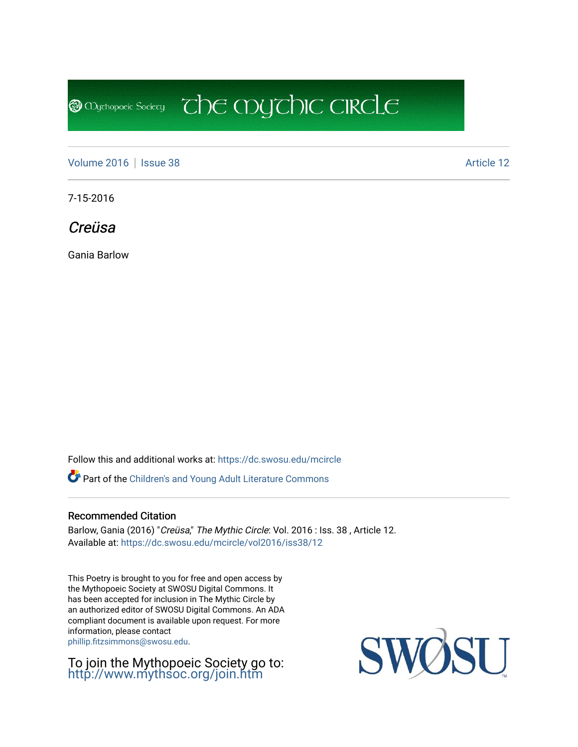Mythopoeic Society — The Mythic Circle

Volume 2016 | Issue 38 — Article 12

7-15-2016

# *Creüsa*

Gania Barlow

Follow this and additional works at: https://dc.swosu.edu/mcircle

Part of the Children's and Young Adult Literature Commons

## Recommended Citation

Barlow, Gania (2016) "*Creüsa*," *The Mythic Circle*: Vol. 2016 : Iss. 38 , Article 12.
Available at: https://dc.swosu.edu/mcircle/vol2016/iss38/12

This Poetry is brought to you for free and open access by the Mythopoeic Society at SWOSU Digital Commons. It has been accepted for inclusion in The Mythic Circle by an authorized editor of SWOSU Digital Commons. An ADA compliant document is available upon request. For more information, please contact phillip.fitzsimmons@swosu.edu.

To join the Mythopoeic Society go to: http://www.mythsoc.org/join.htm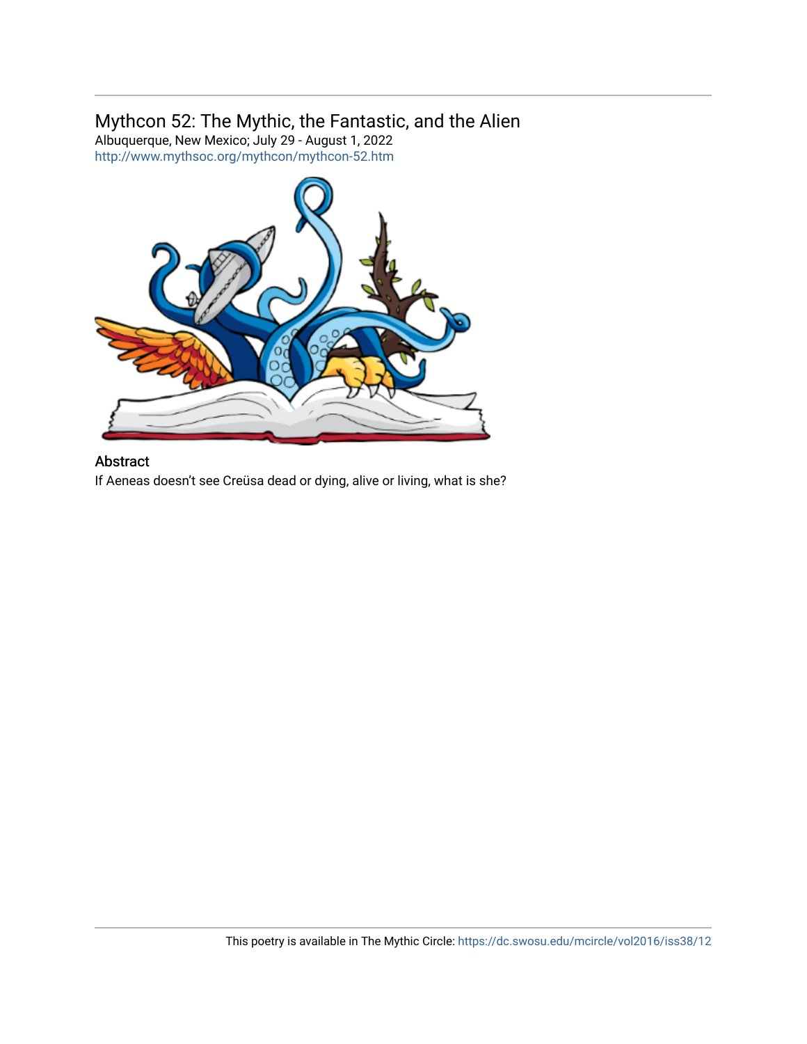## Mythcon 52: The Mythic, the Fantastic, and the Alien

Albuquerque, New Mexico; July 29 - August 1, 2022

http://www.mythsoc.org/mythcon/mythcon-52.htm

### Abstract

If Aeneas doesn't see Creüsa dead or dying, alive or living, what is she?

This poetry is available in The Mythic Circle: https://dc.swosu.edu/mcircle/vol2016/iss38/12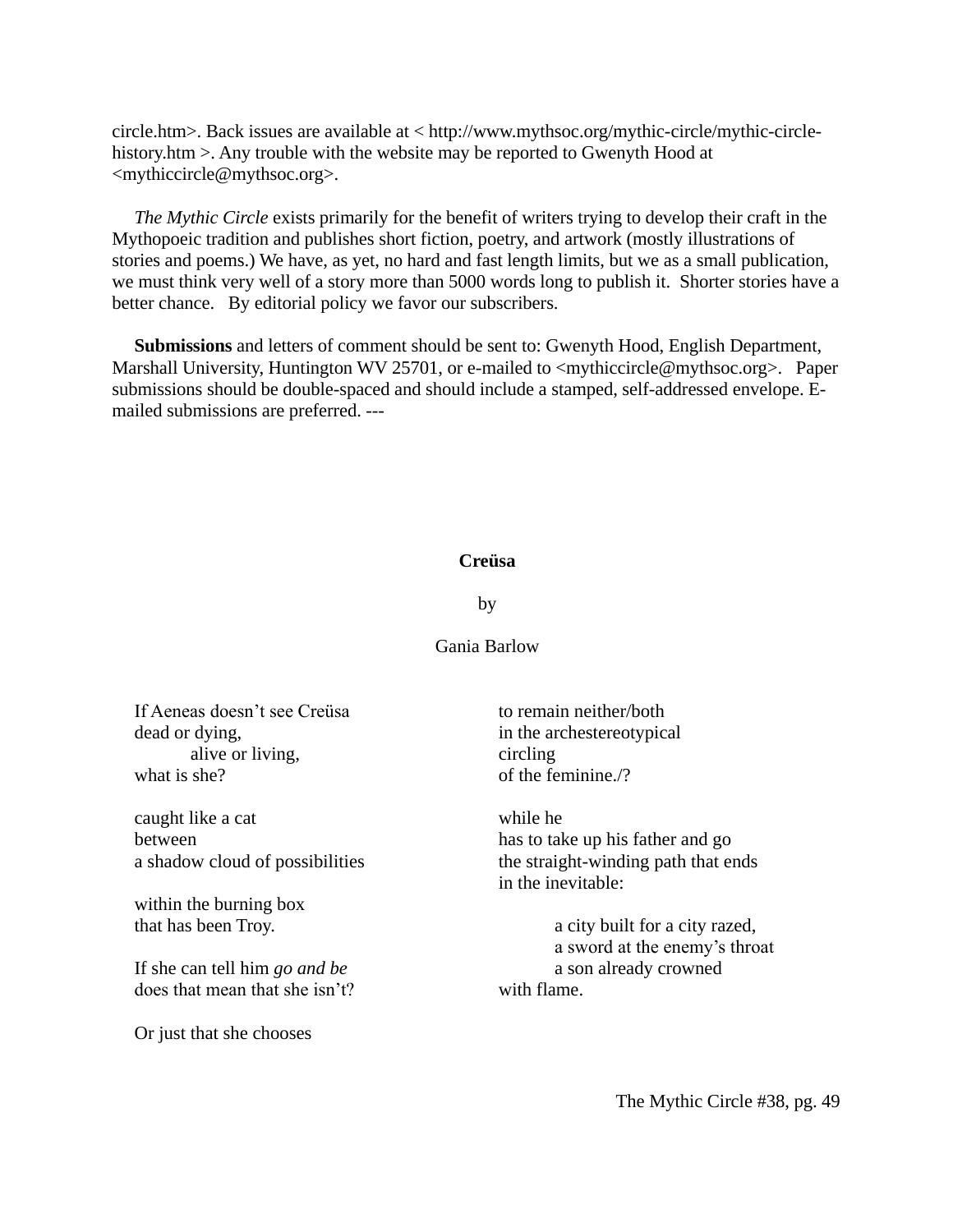circle.htm>. Back issues are available at < http://www.mythsoc.org/mythic-circle/mythic-circle-history.htm >. Any trouble with the website may be reported to Gwenyth Hood at <mythiccircle@mythsoc.org>.

*The Mythic Circle* exists primarily for the benefit of writers trying to develop their craft in the Mythopoeic tradition and publishes short fiction, poetry, and artwork (mostly illustrations of stories and poems.) We have, as yet, no hard and fast length limits, but we as a small publication, we must think very well of a story more than 5000 words long to publish it. Shorter stories have a better chance. By editorial policy we favor our subscribers.

**Submissions** and letters of comment should be sent to: Gwenyth Hood, English Department, Marshall University, Huntington WV 25701, or e-mailed to <mythiccircle@mythsoc.org>. Paper submissions should be double-spaced and should include a stamped, self-addressed envelope. E-mailed submissions are preferred. ---

## Creüsa

by

Gania Barlow

If Aeneas doesn't see Creüsa
dead or dying,
        alive or living,
what is she?

caught like a cat
between
a shadow cloud of possibilities

within the burning box
that has been Troy.

If she can tell him *go and be*
does that mean that she isn't?

Or just that she chooses

to remain neither/both
in the archestereotypical
circling
of the feminine./?

while he
has to take up his father and go
the straight-winding path that ends
in the inevitable:

        a city built for a city razed,
        a sword at the enemy's throat
        a son already crowned
with flame.